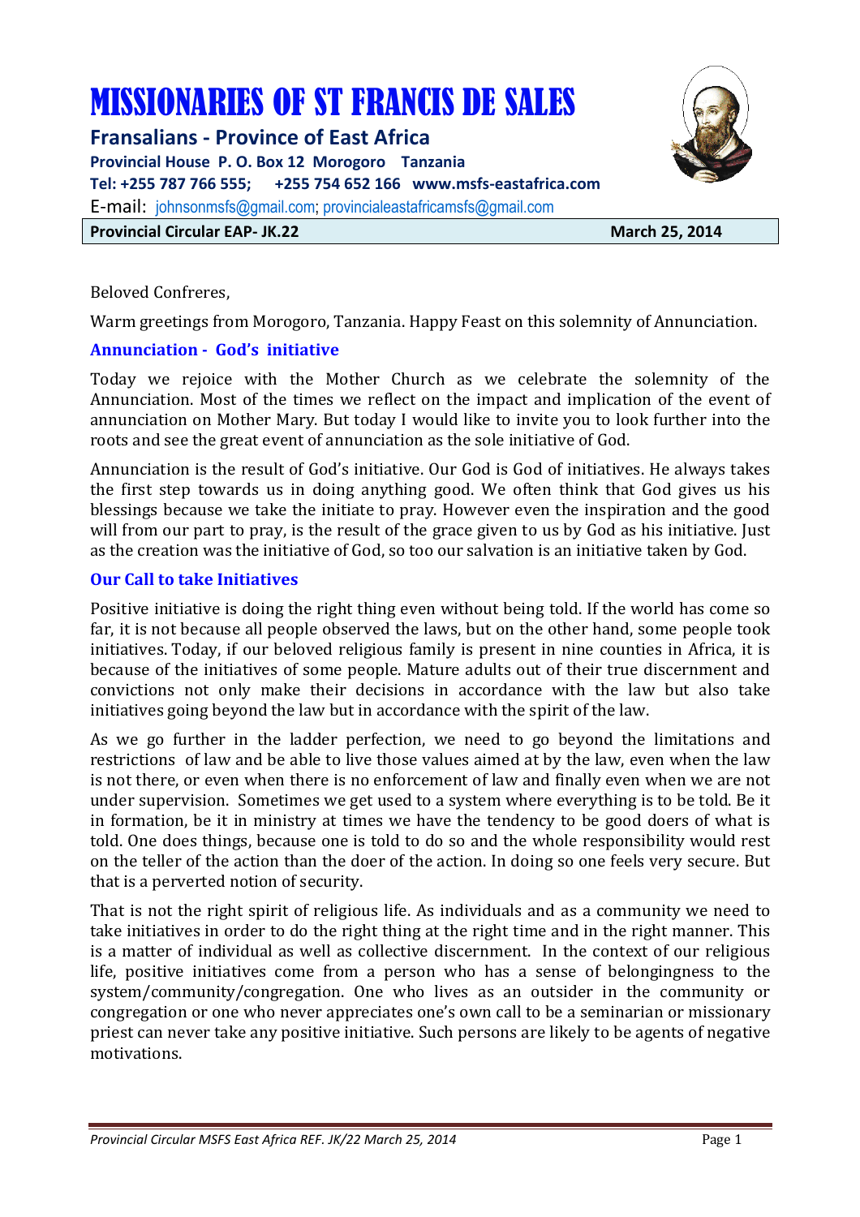# MISSIONARIES OF ST FRANCIS DE SALES

**Fransalians - Province of East Africa**

**Provincial House P. O. Box 12 Morogoro Tanzania**

**Tel: +255 787 766 555; +255 754 652 166 www.msfs-eastafrica.com**

E-mail: johnsonmsfs@gmail.com; provincialeastafricamsfs@gmail.com

**Provincial Circular EAP- JK.22** **March 25, 2014**

Beloved Confreres,

Warm greetings from Morogoro, Tanzania. Happy Feast on this solemnity of Annunciation.

## Annunciation - God's initiative

Today we rejoice with the Mother Church as we celebrate the solemnity of the Annunciation. Most of the times we reflect on the impact and implication of the event of annunciation on Mother Mary. But today I would like to invite you to look further into the roots and see the great event of annunciation as the sole initiative of God.

Annunciation is the result of God's initiative. Our God is God of initiatives. He always takes the first step towards us in doing anything good. We often think that God gives us his blessings because we take the initiate to pray. However even the inspiration and the good will from our part to pray, is the result of the grace given to us by God as his initiative. Just as the creation was the initiative of God, so too our salvation is an initiative taken by God.

## Our Call to take Initiatives

Positive initiative is doing the right thing even without being told. If the world has come so far, it is not because all people observed the laws, but on the other hand, some people took initiatives. Today, if our beloved religious family is present in nine counties in Africa, it is because of the initiatives of some people. Mature adults out of their true discernment and convictions not only make their decisions in accordance with the law but also take initiatives going beyond the law but in accordance with the spirit of the law.

As we go further in the ladder perfection, we need to go beyond the limitations and restrictions of law and be able to live those values aimed at by the law, even when the law is not there, or even when there is no enforcement of law and finally even when we are not under supervision. Sometimes we get used to a system where everything is to be told. Be it in formation, be it in ministry at times we have the tendency to be good doers of what is told. One does things, because one is told to do so and the whole responsibility would rest on the teller of the action than the doer of the action. In doing so one feels very secure. But that is a perverted notion of security.

That is not the right spirit of religious life. As individuals and as a community we need to take initiatives in order to do the right thing at the right time and in the right manner. This is a matter of individual as well as collective discernment. In the context of our religious life, positive initiatives come from a person who has a sense of belongingness to the system/community/congregation. One who lives as an outsider in the community or congregation or one who never appreciates one's own call to be a seminarian or missionary priest can never take any positive initiative. Such persons are likely to be agents of negative motivations.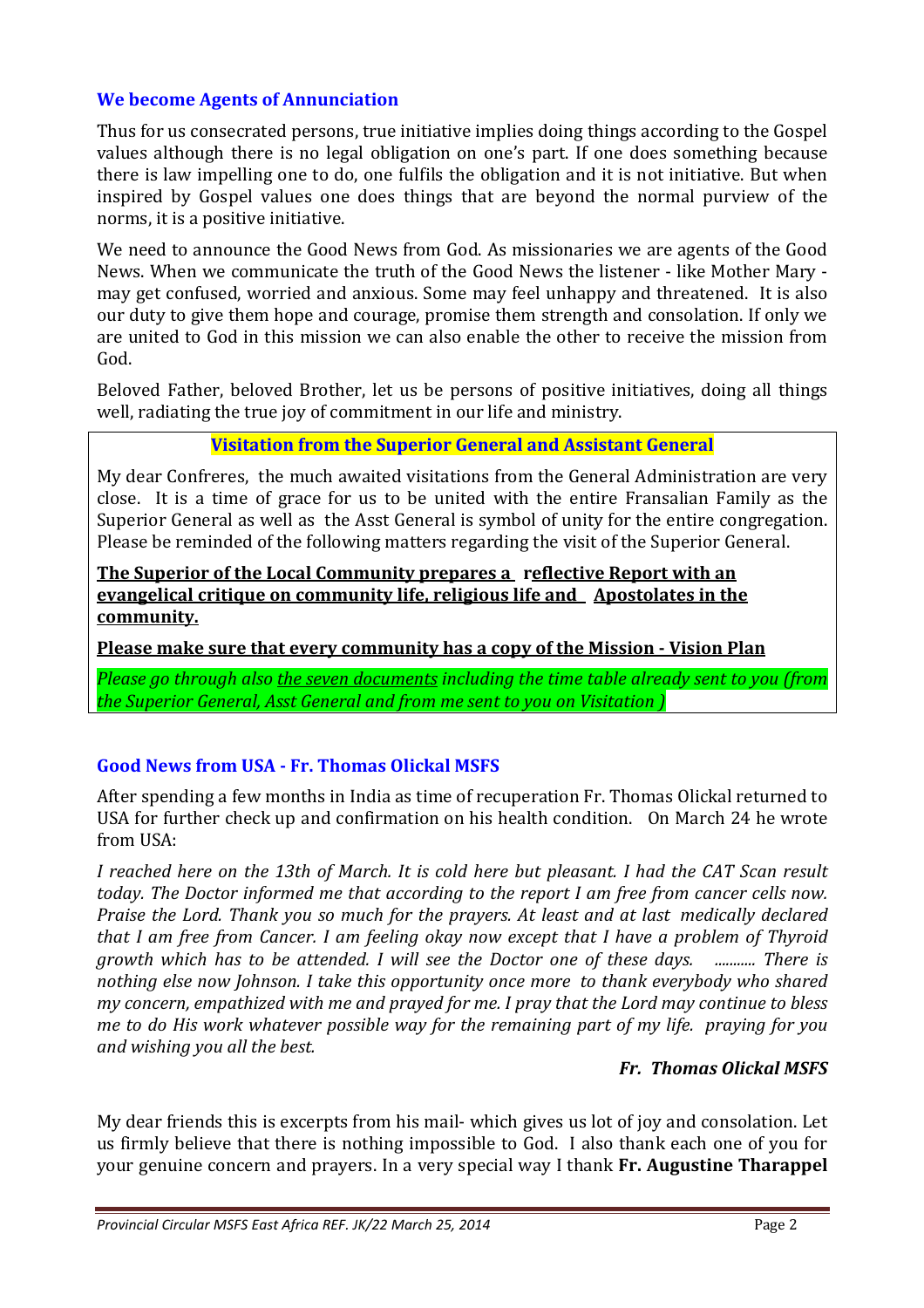### We become Agents of Annunciation

Thus for us consecrated persons, true initiative implies doing things according to the Gospel values although there is no legal obligation on one's part. If one does something because there is law impelling one to do, one fulfils the obligation and it is not initiative. But when inspired by Gospel values one does things that are beyond the normal purview of the norms, it is a positive initiative.

We need to announce the Good News from God. As missionaries we are agents of the Good News. When we communicate the truth of the Good News the listener - like Mother Mary - may get confused, worried and anxious. Some may feel unhappy and threatened. It is also our duty to give them hope and courage, promise them strength and consolation. If only we are united to God in this mission we can also enable the other to receive the mission from God.

Beloved Father, beloved Brother, let us be persons of positive initiatives, doing all things well, radiating the true joy of commitment in our life and ministry.

**Visitation from the Superior General and Assistant General**

My dear Confreres, the much awaited visitations from the General Administration are very close. It is a time of grace for us to be united with the entire Fransalian Family as the Superior General as well as the Asst General is symbol of unity for the entire congregation. Please be reminded of the following matters regarding the visit of the Superior General.

**The Superior of the Local Community prepares a reflective Report with an evangelical critique on community life, religious life and Apostolates in the community.**

**Please make sure that every community has a copy of the Mission - Vision Plan**

*Please go through also the seven documents including the time table already sent to you (from the Superior General, Asst General and from me sent to you on Visitation )*

### Good News from USA - Fr. Thomas Olickal MSFS

After spending a few months in India as time of recuperation Fr. Thomas Olickal returned to USA for further check up and confirmation on his health condition. On March 24 he wrote from USA:

*I reached here on the 13th of March. It is cold here but pleasant. I had the CAT Scan result today. The Doctor informed me that according to the report I am free from cancer cells now. Praise the Lord. Thank you so much for the prayers. At least and at last medically declared that I am free from Cancer. I am feeling okay now except that I have a problem of Thyroid growth which has to be attended. I will see the Doctor one of these days. ........... There is nothing else now Johnson. I take this opportunity once more to thank everybody who shared my concern, empathized with me and prayed for me. I pray that the Lord may continue to bless me to do His work whatever possible way for the remaining part of my life. praying for you and wishing you all the best.*

***Fr. Thomas Olickal MSFS***

My dear friends this is excerpts from his mail- which gives us lot of joy and consolation. Let us firmly believe that there is nothing impossible to God. I also thank each one of you for your genuine concern and prayers. In a very special way I thank **Fr. Augustine Tharappel**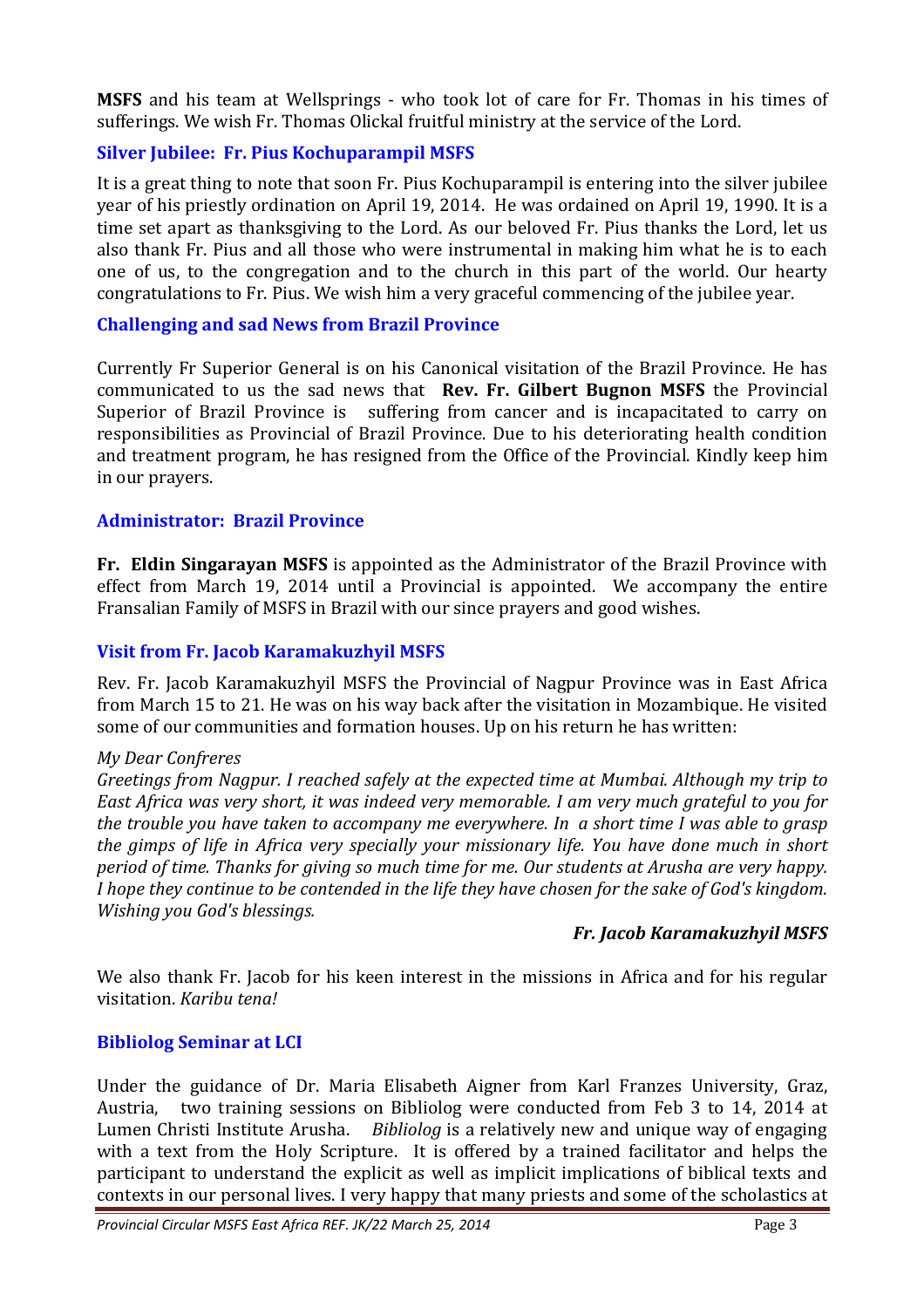**MSFS** and his team at Wellsprings - who took lot of care for Fr. Thomas in his times of sufferings. We wish Fr. Thomas Olickal fruitful ministry at the service of the Lord.

### Silver Jubilee: Fr. Pius Kochuparampil MSFS

It is a great thing to note that soon Fr. Pius Kochuparampil is entering into the silver jubilee year of his priestly ordination on April 19, 2014. He was ordained on April 19, 1990. It is a time set apart as thanksgiving to the Lord. As our beloved Fr. Pius thanks the Lord, let us also thank Fr. Pius and all those who were instrumental in making him what he is to each one of us, to the congregation and to the church in this part of the world. Our hearty congratulations to Fr. Pius. We wish him a very graceful commencing of the jubilee year.

### Challenging and sad News from Brazil Province

Currently Fr Superior General is on his Canonical visitation of the Brazil Province. He has communicated to us the sad news that **Rev. Fr. Gilbert Bugnon MSFS** the Provincial Superior of Brazil Province is suffering from cancer and is incapacitated to carry on responsibilities as Provincial of Brazil Province. Due to his deteriorating health condition and treatment program, he has resigned from the Office of the Provincial. Kindly keep him in our prayers.

### Administrator: Brazil Province

**Fr. Eldin Singarayan MSFS** is appointed as the Administrator of the Brazil Province with effect from March 19, 2014 until a Provincial is appointed. We accompany the entire Fransalian Family of MSFS in Brazil with our since prayers and good wishes.

### Visit from Fr. Jacob Karamakuzhyil MSFS

Rev. Fr. Jacob Karamakuzhyil MSFS the Provincial of Nagpur Province was in East Africa from March 15 to 21. He was on his way back after the visitation in Mozambique. He visited some of our communities and formation houses. Up on his return he has written:

*My Dear Confreres*
*Greetings from Nagpur. I reached safely at the expected time at Mumbai. Although my trip to East Africa was very short, it was indeed very memorable. I am very much grateful to you for the trouble you have taken to accompany me everywhere. In a short time I was able to grasp the gimps of life in Africa very specially your missionary life. You have done much in short period of time. Thanks for giving so much time for me. Our students at Arusha are very happy. I hope they continue to be contended in the life they have chosen for the sake of God's kingdom. Wishing you God's blessings.*

***Fr. Jacob Karamakuzhyil MSFS***

We also thank Fr. Jacob for his keen interest in the missions in Africa and for his regular visitation. *Karibu tena!*

### Bibliolog Seminar at LCI

Under the guidance of Dr. Maria Elisabeth Aigner from Karl Franzes University, Graz, Austria, two training sessions on Bibliolog were conducted from Feb 3 to 14, 2014 at Lumen Christi Institute Arusha. *Bibliolog* is a relatively new and unique way of engaging with a text from the Holy Scripture. It is offered by a trained facilitator and helps the participant to understand the explicit as well as implicit implications of biblical texts and contexts in our personal lives. I very happy that many priests and some of the scholastics at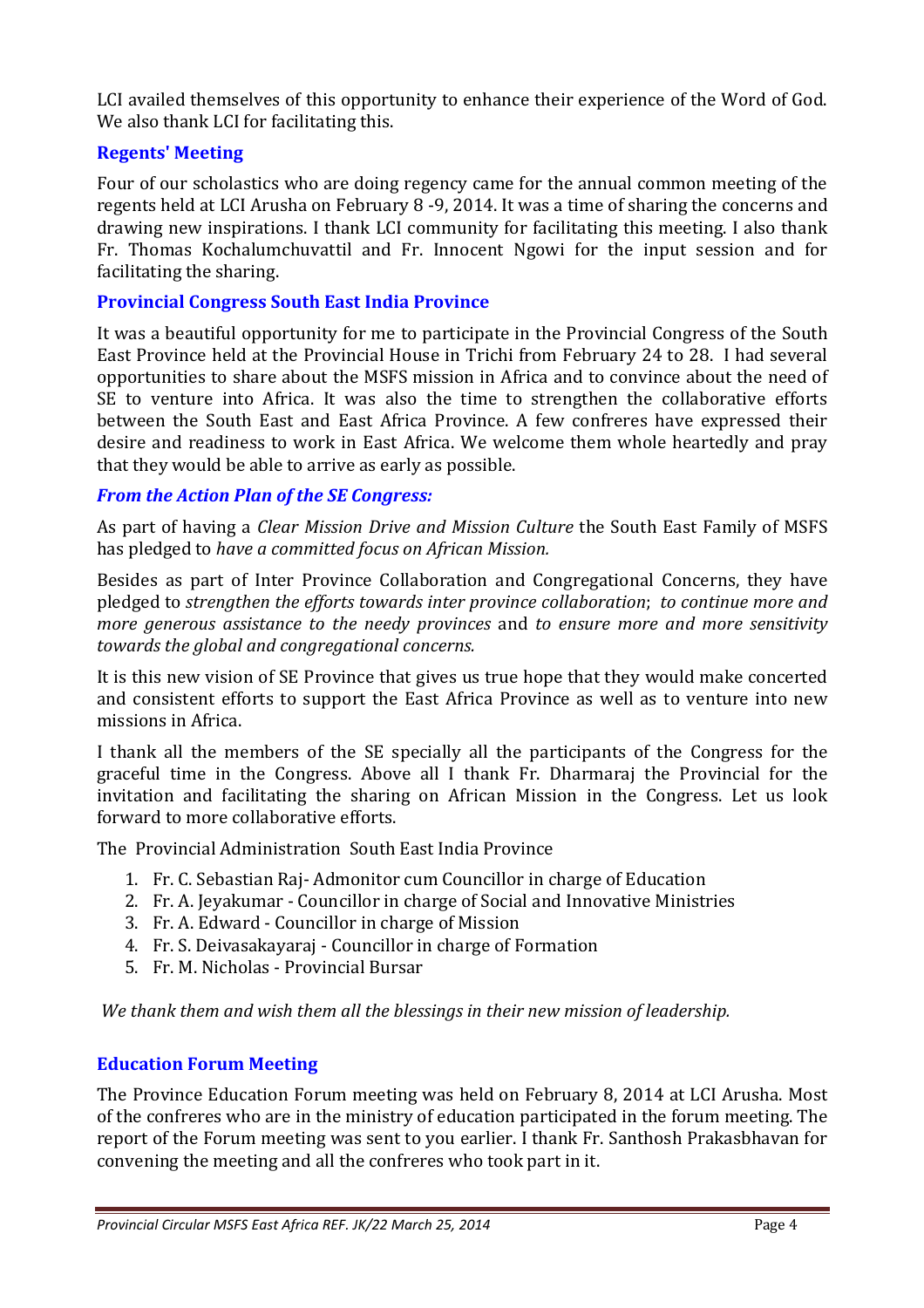LCI availed themselves of this opportunity to enhance their experience of the Word of God. We also thank LCI for facilitating this.

### Regents' Meeting

Four of our scholastics who are doing regency came for the annual common meeting of the regents held at LCI Arusha on February 8 -9, 2014. It was a time of sharing the concerns and drawing new inspirations. I thank LCI community for facilitating this meeting. I also thank Fr. Thomas Kochalumchuvattil and Fr. Innocent Ngowi for the input session and for facilitating the sharing.

### Provincial Congress South East India Province

It was a beautiful opportunity for me to participate in the Provincial Congress of the South East Province held at the Provincial House in Trichi from February 24 to 28. I had several opportunities to share about the MSFS mission in Africa and to convince about the need of SE to venture into Africa. It was also the time to strengthen the collaborative efforts between the South East and East Africa Province. A few confreres have expressed their desire and readiness to work in East Africa. We welcome them whole heartedly and pray that they would be able to arrive as early as possible.

### *From the Action Plan of the SE Congress:*

As part of having a *Clear Mission Drive and Mission Culture* the South East Family of MSFS has pledged to *have a committed focus on African Mission.*

Besides as part of Inter Province Collaboration and Congregational Concerns, they have pledged to *strengthen the efforts towards inter province collaboration*; *to continue more and more generous assistance to the needy provinces* and *to ensure more and more sensitivity towards the global and congregational concerns.*

It is this new vision of SE Province that gives us true hope that they would make concerted and consistent efforts to support the East Africa Province as well as to venture into new missions in Africa.

I thank all the members of the SE specially all the participants of the Congress for the graceful time in the Congress. Above all I thank Fr. Dharmaraj the Provincial for the invitation and facilitating the sharing on African Mission in the Congress. Let us look forward to more collaborative efforts.

The Provincial Administration South East India Province

1. Fr. C. Sebastian Raj- Admonitor cum Councillor in charge of Education
2. Fr. A. Jeyakumar - Councillor in charge of Social and Innovative Ministries
3. Fr. A. Edward - Councillor in charge of Mission
4. Fr. S. Deivasakayaraj - Councillor in charge of Formation
5. Fr. M. Nicholas - Provincial Bursar

*We thank them and wish them all the blessings in their new mission of leadership.*

### Education Forum Meeting

The Province Education Forum meeting was held on February 8, 2014 at LCI Arusha. Most of the confreres who are in the ministry of education participated in the forum meeting. The report of the Forum meeting was sent to you earlier. I thank Fr. Santhosh Prakasbhavan for convening the meeting and all the confreres who took part in it.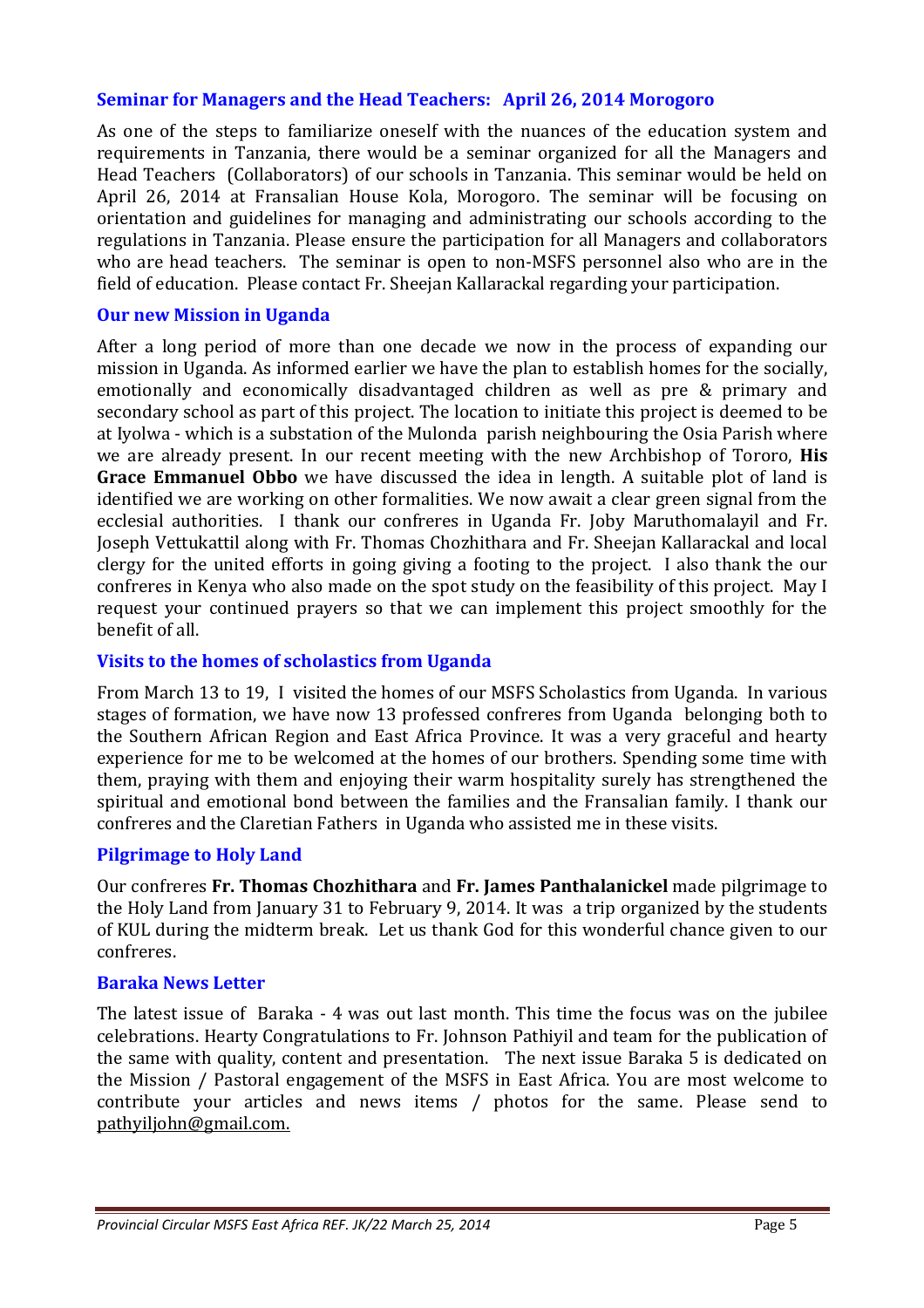### Seminar for Managers and the Head Teachers: April 26, 2014 Morogoro

As one of the steps to familiarize oneself with the nuances of the education system and requirements in Tanzania, there would be a seminar organized for all the Managers and Head Teachers (Collaborators) of our schools in Tanzania. This seminar would be held on April 26, 2014 at Fransalian House Kola, Morogoro. The seminar will be focusing on orientation and guidelines for managing and administrating our schools according to the regulations in Tanzania. Please ensure the participation for all Managers and collaborators who are head teachers. The seminar is open to non-MSFS personnel also who are in the field of education. Please contact Fr. Sheejan Kallarackal regarding your participation.

### Our new Mission in Uganda

After a long period of more than one decade we now in the process of expanding our mission in Uganda. As informed earlier we have the plan to establish homes for the socially, emotionally and economically disadvantaged children as well as pre & primary and secondary school as part of this project. The location to initiate this project is deemed to be at Iyolwa - which is a substation of the Mulonda parish neighbouring the Osia Parish where we are already present. In our recent meeting with the new Archbishop of Tororo, **His Grace Emmanuel Obbo** we have discussed the idea in length. A suitable plot of land is identified we are working on other formalities. We now await a clear green signal from the ecclesial authorities. I thank our confreres in Uganda Fr. Joby Maruthomalayil and Fr. Joseph Vettukattil along with Fr. Thomas Chozhithara and Fr. Sheejan Kallarackal and local clergy for the united efforts in going giving a footing to the project. I also thank the our confreres in Kenya who also made on the spot study on the feasibility of this project. May I request your continued prayers so that we can implement this project smoothly for the benefit of all.

### Visits to the homes of scholastics from Uganda

From March 13 to 19, I visited the homes of our MSFS Scholastics from Uganda. In various stages of formation, we have now 13 professed confreres from Uganda belonging both to the Southern African Region and East Africa Province. It was a very graceful and hearty experience for me to be welcomed at the homes of our brothers. Spending some time with them, praying with them and enjoying their warm hospitality surely has strengthened the spiritual and emotional bond between the families and the Fransalian family. I thank our confreres and the Claretian Fathers in Uganda who assisted me in these visits.

### Pilgrimage to Holy Land

Our confreres **Fr. Thomas Chozhithara** and **Fr. James Panthalanickel** made pilgrimage to the Holy Land from January 31 to February 9, 2014. It was a trip organized by the students of KUL during the midterm break. Let us thank God for this wonderful chance given to our confreres.

### Baraka News Letter

The latest issue of Baraka - 4 was out last month. This time the focus was on the jubilee celebrations. Hearty Congratulations to Fr. Johnson Pathiyil and team for the publication of the same with quality, content and presentation. The next issue Baraka 5 is dedicated on the Mission / Pastoral engagement of the MSFS in East Africa. You are most welcome to contribute your articles and news items / photos for the same. Please send to pathyiljohn@gmail.com.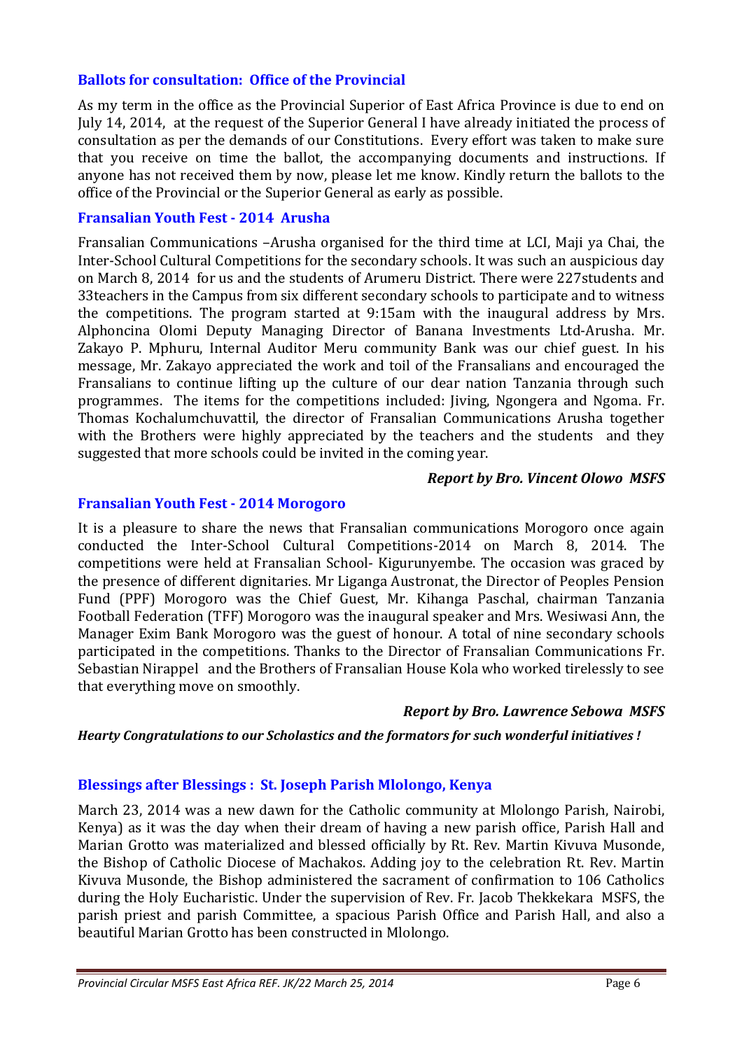### Ballots for consultation: Office of the Provincial

As my term in the office as the Provincial Superior of East Africa Province is due to end on July 14, 2014, at the request of the Superior General I have already initiated the process of consultation as per the demands of our Constitutions. Every effort was taken to make sure that you receive on time the ballot, the accompanying documents and instructions. If anyone has not received them by now, please let me know. Kindly return the ballots to the office of the Provincial or the Superior General as early as possible.

### Fransalian Youth Fest - 2014 Arusha

Fransalian Communications –Arusha organised for the third time at LCI, Maji ya Chai, the Inter-School Cultural Competitions for the secondary schools. It was such an auspicious day on March 8, 2014 for us and the students of Arumeru District. There were 227students and 33teachers in the Campus from six different secondary schools to participate and to witness the competitions. The program started at 9:15am with the inaugural address by Mrs. Alphoncina Olomi Deputy Managing Director of Banana Investments Ltd-Arusha. Mr. Zakayo P. Mphuru, Internal Auditor Meru community Bank was our chief guest. In his message, Mr. Zakayo appreciated the work and toil of the Fransalians and encouraged the Fransalians to continue lifting up the culture of our dear nation Tanzania through such programmes. The items for the competitions included: Jiving, Ngongera and Ngoma. Fr. Thomas Kochalumchuvattil, the director of Fransalian Communications Arusha together with the Brothers were highly appreciated by the teachers and the students and they suggested that more schools could be invited in the coming year.

***Report by Bro. Vincent Olowo MSFS***

### Fransalian Youth Fest - 2014 Morogoro

It is a pleasure to share the news that Fransalian communications Morogoro once again conducted the Inter-School Cultural Competitions-2014 on March 8, 2014. The competitions were held at Fransalian School- Kigurunyembe. The occasion was graced by the presence of different dignitaries. Mr Liganga Austronat, the Director of Peoples Pension Fund (PPF) Morogoro was the Chief Guest, Mr. Kihanga Paschal, chairman Tanzania Football Federation (TFF) Morogoro was the inaugural speaker and Mrs. Wesiwasi Ann, the Manager Exim Bank Morogoro was the guest of honour. A total of nine secondary schools participated in the competitions. Thanks to the Director of Fransalian Communications Fr. Sebastian Nirappel and the Brothers of Fransalian House Kola who worked tirelessly to see that everything move on smoothly.

***Report by Bro. Lawrence Sebowa MSFS***

***Hearty Congratulations to our Scholastics and the formators for such wonderful initiatives !***

### Blessings after Blessings : St. Joseph Parish Mlolongo, Kenya

March 23, 2014 was a new dawn for the Catholic community at Mlolongo Parish, Nairobi, Kenya) as it was the day when their dream of having a new parish office, Parish Hall and Marian Grotto was materialized and blessed officially by Rt. Rev. Martin Kivuva Musonde, the Bishop of Catholic Diocese of Machakos. Adding joy to the celebration Rt. Rev. Martin Kivuva Musonde, the Bishop administered the sacrament of confirmation to 106 Catholics during the Holy Eucharistic. Under the supervision of Rev. Fr. Jacob Thekkekara MSFS, the parish priest and parish Committee, a spacious Parish Office and Parish Hall, and also a beautiful Marian Grotto has been constructed in Mlolongo.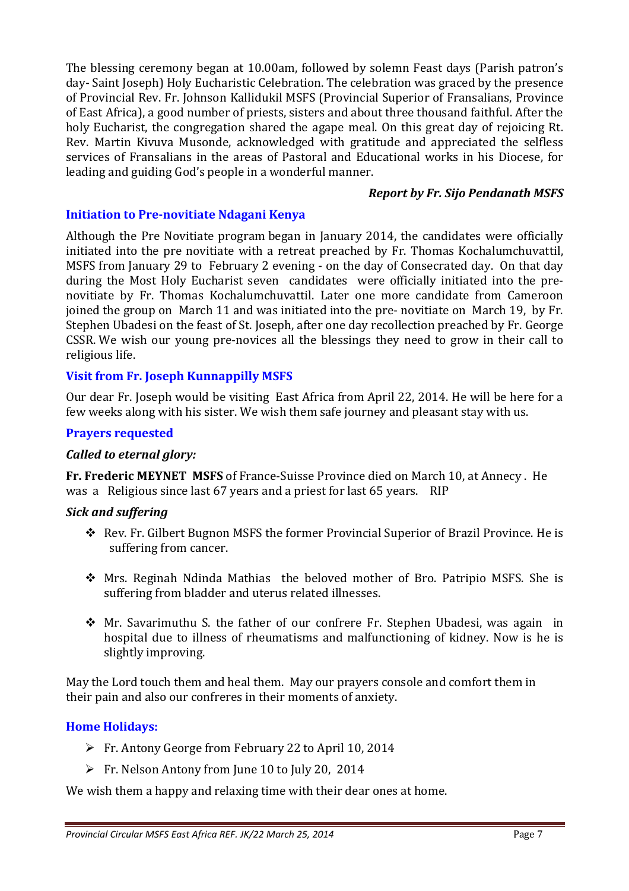The blessing ceremony began at 10.00am, followed by solemn Feast days (Parish patron's day- Saint Joseph) Holy Eucharistic Celebration. The celebration was graced by the presence of Provincial Rev. Fr. Johnson Kallidukil MSFS (Provincial Superior of Fransalians, Province of East Africa), a good number of priests, sisters and about three thousand faithful. After the holy Eucharist, the congregation shared the agape meal. On this great day of rejoicing Rt. Rev. Martin Kivuva Musonde, acknowledged with gratitude and appreciated the selfless services of Fransalians in the areas of Pastoral and Educational works in his Diocese, for leading and guiding God's people in a wonderful manner.

***Report by Fr. Sijo Pendanath MSFS***

## Initiation to Pre-novitiate Ndagani Kenya

Although the Pre Novitiate program began in January 2014, the candidates were officially initiated into the pre novitiate with a retreat preached by Fr. Thomas Kochalumchuvattil, MSFS from January 29 to February 2 evening - on the day of Consecrated day. On that day during the Most Holy Eucharist seven candidates were officially initiated into the pre-novitiate by Fr. Thomas Kochalumchuvattil. Later one more candidate from Cameroon joined the group on March 11 and was initiated into the pre- novitiate on March 19, by Fr. Stephen Ubadesi on the feast of St. Joseph, after one day recollection preached by Fr. George CSSR. We wish our young pre-novices all the blessings they need to grow in their call to religious life.

## Visit from Fr. Joseph Kunnappilly MSFS

Our dear Fr. Joseph would be visiting East Africa from April 22, 2014. He will be here for a few weeks along with his sister. We wish them safe journey and pleasant stay with us.

## Prayers requested

### *Called to eternal glory:*

**Fr. Frederic MEYNET MSFS** of France-Suisse Province died on March 10, at Annecy . He was a Religious since last 67 years and a priest for last 65 years. RIP

### *Sick and suffering*

- Rev. Fr. Gilbert Bugnon MSFS the former Provincial Superior of Brazil Province. He is suffering from cancer.
- Mrs. Reginah Ndinda Mathias the beloved mother of Bro. Patripio MSFS. She is suffering from bladder and uterus related illnesses.
- Mr. Savarimuthu S. the father of our confrere Fr. Stephen Ubadesi, was again in hospital due to illness of rheumatisms and malfunctioning of kidney. Now is he is slightly improving.

May the Lord touch them and heal them. May our prayers console and comfort them in their pain and also our confreres in their moments of anxiety.

## Home Holidays:

- Fr. Antony George from February 22 to April 10, 2014
- Fr. Nelson Antony from June 10 to July 20, 2014

We wish them a happy and relaxing time with their dear ones at home.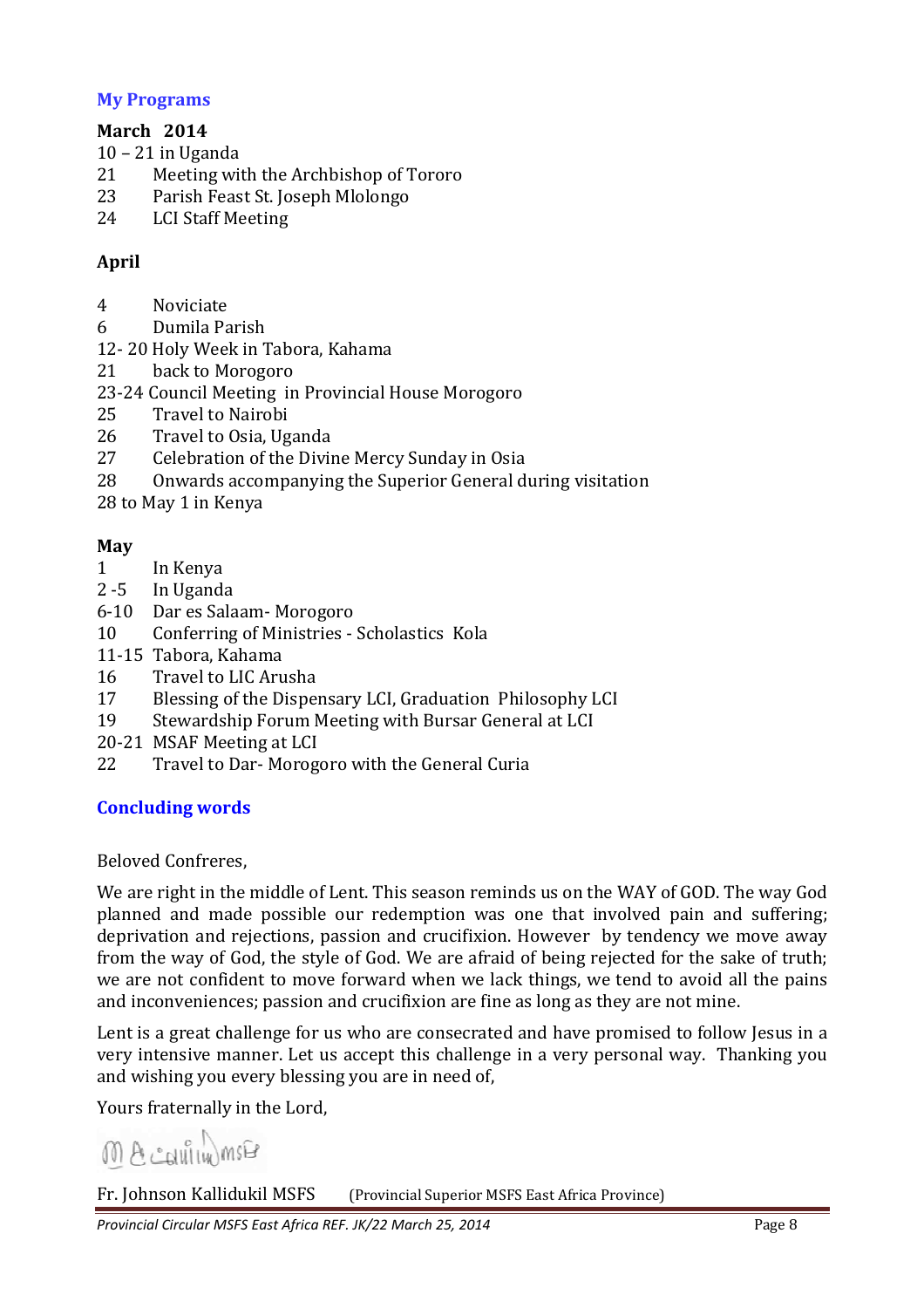## My Programs

**March 2014**

10 – 21 in Uganda
21 Meeting with the Archbishop of Tororo
23 Parish Feast St. Joseph Mlolongo
24 LCI Staff Meeting

**April**

4 Noviciate
6 Dumila Parish
12- 20 Holy Week in Tabora, Kahama
21 back to Morogoro
23-24 Council Meeting in Provincial House Morogoro
25 Travel to Nairobi
26 Travel to Osia, Uganda
27 Celebration of the Divine Mercy Sunday in Osia
28 Onwards accompanying the Superior General during visitation
28 to May 1 in Kenya

**May**

1 In Kenya
2 -5 In Uganda
6-10 Dar es Salaam- Morogoro
10 Conferring of Ministries - Scholastics Kola
11-15 Tabora, Kahama
16 Travel to LIC Arusha
17 Blessing of the Dispensary LCI, Graduation Philosophy LCI
19 Stewardship Forum Meeting with Bursar General at LCI
20-21 MSAF Meeting at LCI
22 Travel to Dar- Morogoro with the General Curia

## Concluding words

Beloved Confreres,

We are right in the middle of Lent. This season reminds us on the WAY of GOD. The way God planned and made possible our redemption was one that involved pain and suffering; deprivation and rejections, passion and crucifixion. However by tendency we move away from the way of God, the style of God. We are afraid of being rejected for the sake of truth; we are not confident to move forward when we lack things, we tend to avoid all the pains and inconveniences; passion and crucifixion are fine as long as they are not mine.

Lent is a great challenge for us who are consecrated and have promised to follow Jesus in a very intensive manner. Let us accept this challenge in a very personal way. Thanking you and wishing you every blessing you are in need of,

Yours fraternally in the Lord,

Fr. Johnson Kallidukil MSFS (Provincial Superior MSFS East Africa Province)

*Provincial Circular MSFS East Africa REF. JK/22 March 25, 2014*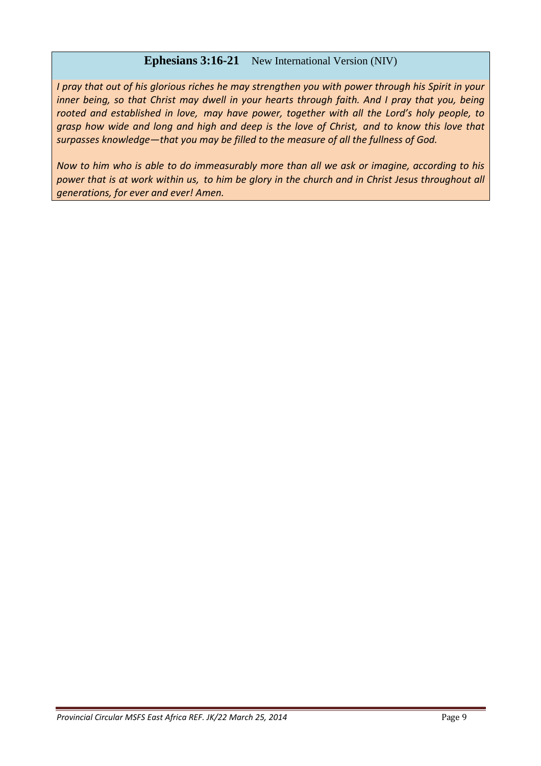**Ephesians 3:16-21** New International Version (NIV)

*I pray that out of his glorious riches he may strengthen you with power through his Spirit in your inner being, so that Christ may dwell in your hearts through faith. And I pray that you, being rooted and established in love, may have power, together with all the Lord's holy people, to grasp how wide and long and high and deep is the love of Christ, and to know this love that surpasses knowledge—that you may be filled to the measure of all the fullness of God.*

*Now to him who is able to do immeasurably more than all we ask or imagine, according to his power that is at work within us, to him be glory in the church and in Christ Jesus throughout all generations, for ever and ever! Amen.*